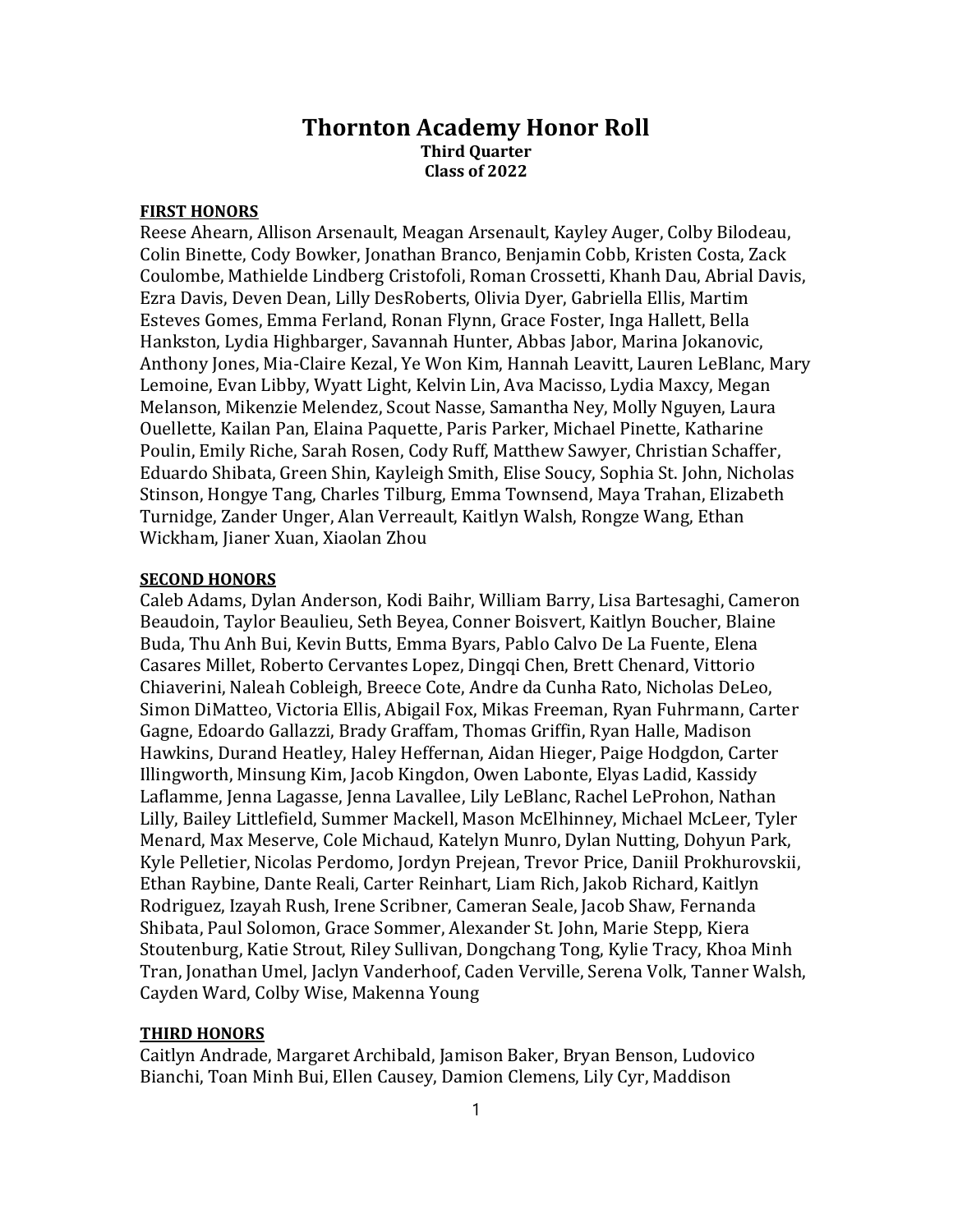# Thornton Academy Honor Roll

**Third Quarter**

**Class of 2022**

**FIRST HONORS**

Reese Ahearn, Allison Arsenault, Meagan Arsenault, Kayley Auger, Colby Bilodeau, Colin Binette, Cody Bowker, Jonathan Branco, Benjamin Cobb, Kristen Costa, Zack Coulombe, Mathielde Lindberg Cristofoli, Roman Crossetti, Khanh Dau, Abrial Davis, Ezra Davis, Deven Dean, Lilly DesRoberts, Olivia Dyer, Gabriella Ellis, Martim Esteves Gomes, Emma Ferland, Ronan Flynn, Grace Foster, Inga Hallett, Bella Hankston, Lydia Highbarger, Savannah Hunter, Abbas Jabor, Marina Jokanovic, Anthony Jones, Mia-Claire Kezal, Ye Won Kim, Hannah Leavitt, Lauren LeBlanc, Mary Lemoine, Evan Libby, Wyatt Light, Kelvin Lin, Ava Macisso, Lydia Maxcy, Megan Melanson, Mikenzie Melendez, Scout Nasse, Samantha Ney, Molly Nguyen, Laura Ouellette, Kailan Pan, Elaina Paquette, Paris Parker, Michael Pinette, Katharine Poulin, Emily Riche, Sarah Rosen, Cody Ruff, Matthew Sawyer, Christian Schaffer, Eduardo Shibata, Green Shin, Kayleigh Smith, Elise Soucy, Sophia St. John, Nicholas Stinson, Hongye Tang, Charles Tilburg, Emma Townsend, Maya Trahan, Elizabeth Turnidge, Zander Unger, Alan Verreault, Kaitlyn Walsh, Rongze Wang, Ethan Wickham, Jianer Xuan, Xiaolan Zhou

**SECOND HONORS**

Caleb Adams, Dylan Anderson, Kodi Baihr, William Barry, Lisa Bartesaghi, Cameron Beaudoin, Taylor Beaulieu, Seth Beyea, Conner Boisvert, Kaitlyn Boucher, Blaine Buda, Thu Anh Bui, Kevin Butts, Emma Byars, Pablo Calvo De La Fuente, Elena Casares Millet, Roberto Cervantes Lopez, Dingqi Chen, Brett Chenard, Vittorio Chiaverini, Naleah Cobleigh, Breece Cote, Andre da Cunha Rato, Nicholas DeLeo, Simon DiMatteo, Victoria Ellis, Abigail Fox, Mikas Freeman, Ryan Fuhrmann, Carter Gagne, Edoardo Gallazzi, Brady Graffam, Thomas Griffin, Ryan Halle, Madison Hawkins, Durand Heatley, Haley Heffernan, Aidan Hieger, Paige Hodgdon, Carter Illingworth, Minsung Kim, Jacob Kingdon, Owen Labonte, Elyas Ladid, Kassidy Laflamme, Jenna Lagasse, Jenna Lavallee, Lily LeBlanc, Rachel LeProhon, Nathan Lilly, Bailey Littlefield, Summer Mackell, Mason McElhinney, Michael McLeer, Tyler Menard, Max Meserve, Cole Michaud, Katelyn Munro, Dylan Nutting, Dohyun Park, Kyle Pelletier, Nicolas Perdomo, Jordyn Prejean, Trevor Price, Daniil Prokhurovskii, Ethan Raybine, Dante Reali, Carter Reinhart, Liam Rich, Jakob Richard, Kaitlyn Rodriguez, Izayah Rush, Irene Scribner, Cameran Seale, Jacob Shaw, Fernanda Shibata, Paul Solomon, Grace Sommer, Alexander St. John, Marie Stepp, Kiera Stoutenburg, Katie Strout, Riley Sullivan, Dongchang Tong, Kylie Tracy, Khoa Minh Tran, Jonathan Umel, Jaclyn Vanderhoof, Caden Verville, Serena Volk, Tanner Walsh, Cayden Ward, Colby Wise, Makenna Young

**THIRD HONORS**

Caitlyn Andrade, Margaret Archibald, Jamison Baker, Bryan Benson, Ludovico Bianchi, Toan Minh Bui, Ellen Causey, Damion Clemens, Lily Cyr, Maddison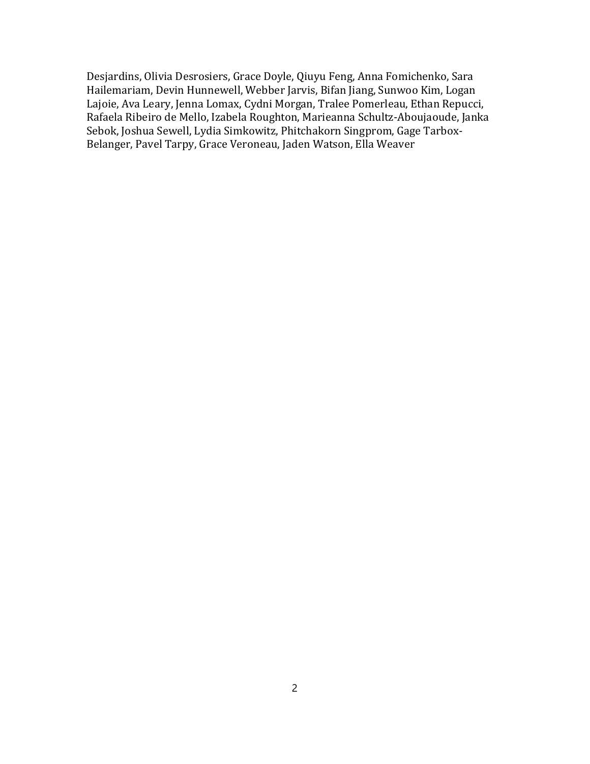Desjardins, Olivia Desrosiers, Grace Doyle, Qiuyu Feng, Anna Fomichenko, Sara Hailemariam, Devin Hunnewell, Webber Jarvis, Bifan Jiang, Sunwoo Kim, Logan Lajoie, Ava Leary, Jenna Lomax, Cydni Morgan, Tralee Pomerleau, Ethan Repucci, Rafaela Ribeiro de Mello, Izabela Roughton, Marieanna Schultz-Aboujaoude, Janka Sebok, Joshua Sewell, Lydia Simkowitz, Phitchakorn Singprom, Gage Tarbox-Belanger, Pavel Tarpy, Grace Veroneau, Jaden Watson, Ella Weaver